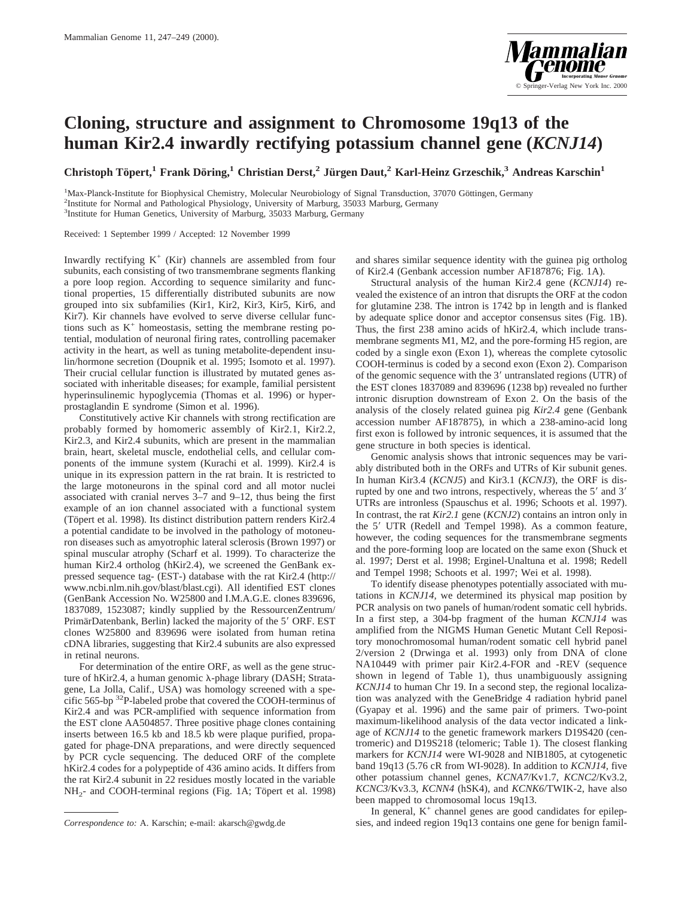# Cloning, structure and assignment to Chromosome 19q13 of the human Kir2.4 inwardly rectifying potassium channel gene (*KCNJ14*)

**Christoph Töpert,[1] Frank Döring,[1] Christian Derst,[2] Jürgen Daut,[2] Karl-Heinz Grzeschik,[3] Andreas Karschin[1]**

[1]Max-Planck-Institute for Biophysical Chemistry, Molecular Neurobiology of Signal Transduction, 37070 Göttingen, Germany
[2]Institute for Normal and Pathological Physiology, University of Marburg, 35033 Marburg, Germany
[3]Institute for Human Genetics, University of Marburg, 35033 Marburg, Germany

Received: 1 September 1999 / Accepted: 12 November 1999

Inwardly rectifying $K^+$ (Kir) channels are assembled from four subunits, each consisting of two transmembrane segments flanking a pore loop region. According to sequence similarity and functional properties, 15 differentially distributed subunits are now grouped into six subfamilies (Kir1, Kir2, Kir3, Kir5, Kir6, and Kir7). Kir channels have evolved to serve diverse cellular functions such as $K^+$ homeostasis, setting the membrane resting potential, modulation of neuronal firing rates, controlling pacemaker activity in the heart, as well as tuning metabolite-dependent insulin/hormone secretion (Doupnik et al. 1995; Isomoto et al. 1997). Their crucial cellular function is illustrated by mutated genes associated with inheritable diseases; for example, familial persistent hyperinsulinemic hypoglycemia (Thomas et al. 1996) or hyperprostaglandin E syndrome (Simon et al. 1996).

Constitutively active Kir channels with strong rectification are probably formed by homomeric assembly of Kir2.1, Kir2.2, Kir2.3, and Kir2.4 subunits, which are present in the mammalian brain, heart, skeletal muscle, endothelial cells, and cellular components of the immune system (Kurachi et al. 1999). Kir2.4 is unique in its expression pattern in the rat brain. It is restricted to the large motoneurons in the spinal cord and all motor nuclei associated with cranial nerves 3–7 and 9–12, thus being the first example of an ion channel associated with a functional system (Töpert et al. 1998). Its distinct distribution pattern renders Kir2.4 a potential candidate to be involved in the pathology of motoneuron diseases such as amyotrophic lateral sclerosis (Brown 1997) or spinal muscular atrophy (Scharf et al. 1999). To characterize the human Kir2.4 ortholog (hKir2.4), we screened the GenBank expressed sequence tag- (EST-) database with the rat Kir2.4 (http://www.ncbi.nlm.nih.gov/blast/blast.cgi). All identified EST clones (GenBank Accession No. W25800 and I.M.A.G.E. clones 839696, 1837089, 1523087; kindly supplied by the RessourcenZentrum/PrimärDatenbank, Berlin) lacked the majority of the 5′ ORF. EST clones W25800 and 839696 were isolated from human retina cDNA libraries, suggesting that Kir2.4 subunits are also expressed in retinal neurons.

For determination of the entire ORF, as well as the gene structure of hKir2.4, a human genomic λ-phage library (DASH; Stratagene, La Jolla, Calif., USA) was homology screened with a specific 565-bp $^{32}$P-labeled probe that covered the COOH-terminus of Kir2.4 and was PCR-amplified with sequence information from the EST clone AA504857. Three positive phage clones containing inserts between 16.5 kb and 18.5 kb were plaque purified, propagated for phage-DNA preparations, and were directly sequenced by PCR cycle sequencing. The deduced ORF of the complete hKir2.4 codes for a polypeptide of 436 amino acids. It differs from the rat Kir2.4 subunit in 22 residues mostly located in the variable $NH_2$- and COOH-terminal regions (Fig. 1A; Töpert et al. 1998) and shares similar sequence identity with the guinea pig ortholog of Kir2.4 (Genbank accession number AF187876; Fig. 1A).

Structural analysis of the human Kir2.4 gene (*KCNJ14*) revealed the existence of an intron that disrupts the ORF at the codon for glutamine 238. The intron is 1742 bp in length and is flanked by adequate splice donor and acceptor consensus sites (Fig. 1B). Thus, the first 238 amino acids of hKir2.4, which include transmembrane segments M1, M2, and the pore-forming H5 region, are coded by a single exon (Exon 1), whereas the complete cytosolic COOH-terminus is coded by a second exon (Exon 2). Comparison of the genomic sequence with the 3′ untranslated regions (UTR) of the EST clones 1837089 and 839696 (1238 bp) revealed no further intronic disruption downstream of Exon 2. On the basis of the analysis of the closely related guinea pig *Kir2.4* gene (Genbank accession number AF187875), in which a 238-amino-acid long first exon is followed by intronic sequences, it is assumed that the gene structure in both species is identical.

Genomic analysis shows that intronic sequences may be variably distributed both in the ORFs and UTRs of Kir subunit genes. In human Kir3.4 (*KCNJ5*) and Kir3.1 (*KCNJ3*), the ORF is disrupted by one and two introns, respectively, whereas the 5′ and 3′ UTRs are intronless (Spauschus et al. 1996; Schoots et al. 1997). In contrast, the rat *Kir2.1* gene (*KCNJ2*) contains an intron only in the 5′ UTR (Redell and Tempel 1998). As a common feature, however, the coding sequences for the transmembrane segments and the pore-forming loop are located on the same exon (Shuck et al. 1997; Derst et al. 1998; Erginel-Unaltuna et al. 1998; Redell and Tempel 1998; Schoots et al. 1997; Wei et al. 1998).

To identify disease phenotypes potentially associated with mutations in *KCNJ14,* we determined its physical map position by PCR analysis on two panels of human/rodent somatic cell hybrids. In a first step, a 304-bp fragment of the human *KCNJ14* was amplified from the NIGMS Human Genetic Mutant Cell Repository monochromosomal human/rodent somatic cell hybrid panel 2/version 2 (Drwinga et al. 1993) only from DNA of clone NA10449 with primer pair Kir2.4-FOR and -REV (sequence shown in legend of Table 1), thus unambiguously assigning *KCNJ14* to human Chr 19. In a second step, the regional localization was analyzed with the GeneBridge 4 radiation hybrid panel (Gyapay et al. 1996) and the same pair of primers. Two-point maximum-likelihood analysis of the data vector indicated a linkage of *KCNJ14* to the genetic framework markers D19S420 (centromeric) and D19S218 (telomeric; Table 1). The closest flanking markers for *KCNJ14* were WI-9028 and NIB1805, at cytogenetic band 19q13 (5.76 cR from WI-9028). In addition to *KCNJ14,* five other potassium channel genes, *KCNA7*/Kv1.7, *KCNC2*/Kv3.2, *KCNC3*/Kv3.3, *KCNN4* (hSK4), and *KCNK6*/TWIK-2, have also been mapped to chromosomal locus 19q13.

In general, $K^+$ channel genes are good candidates for epilepsies, and indeed region 19q13 contains one gene for benign famil-

*Correspondence to:* A. Karschin; e-mail: akarsch@gwdg.de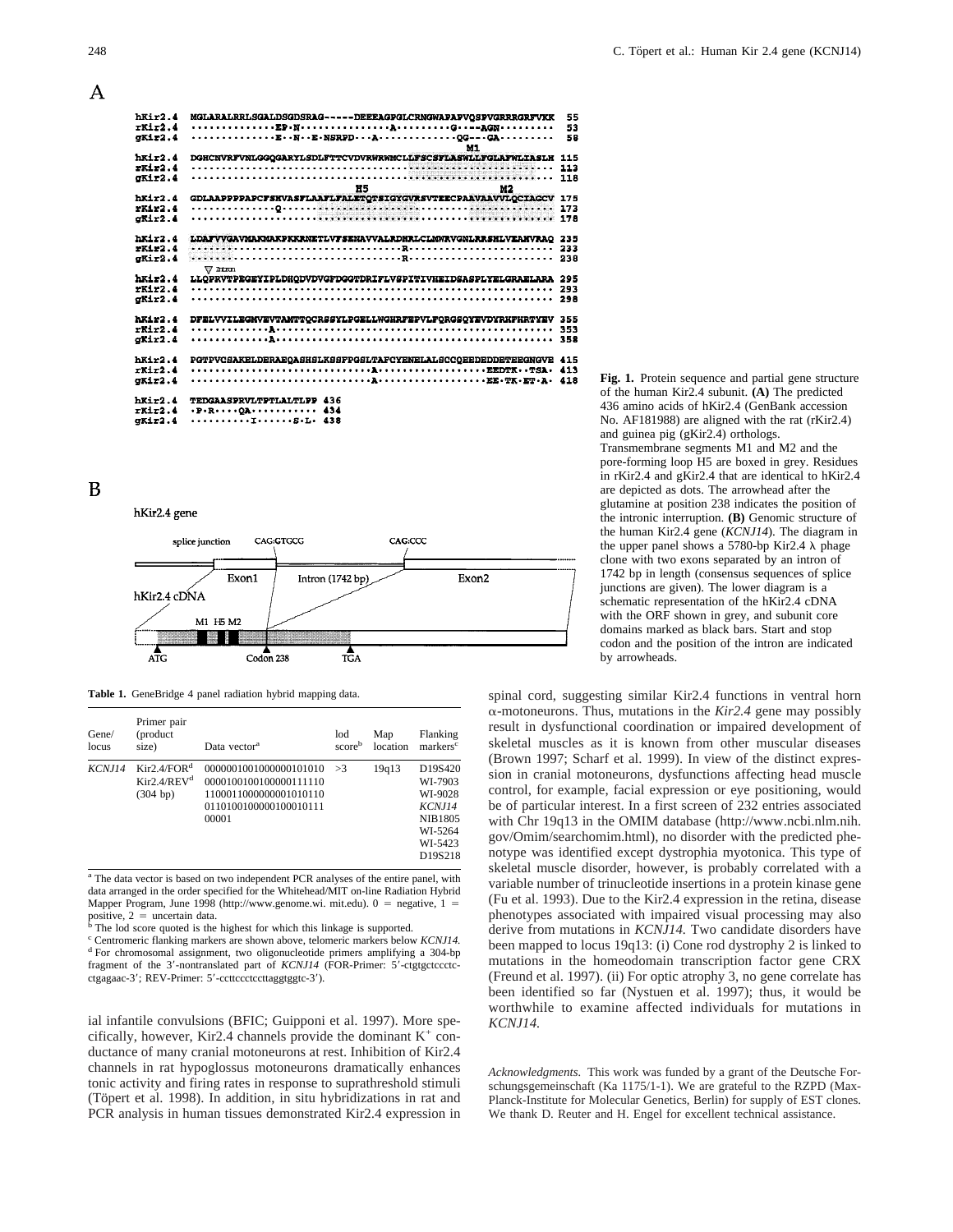A

```
hKir2.4  MGLARALRRLSGALDSGDSRAG-----DEEEAGPGLCRNGWAPAPVQSPVGRRRGRFVKK  55
rKir2.4  ···············EP·N················A·········G····AGN·········  53
gKir2.4  ···············E··N··E·NSRPD···A·············QG---GA·········  58
                                                                M1
hKir2.4  DGHCNVRFVNLGGQGARYLSDLFTTCVDVRWRWMCLLFSCSFLASWLLFGLAFWLIASLH  115
rKir2.4  ····························································  113
gKir2.4  ····························································  118
                                      H5                   M2
hKir2.4  GDLAAPPPPAPCFSHVASFLAAFLFALETQTSIGYGVRSVTEECPAAVAAVVLQCIAGCV  175
rKir2.4  ··············Q·············································  173
gKir2.4  ····························································  178

hKir2.4  LDAFVVGAVMAKMAKPKKRNETLVFSENAVVALRDHRLCLMWRVGNLRRSHLVEAHVRAQ  235
rKir2.4  ······································R·····················  233
gKir2.4  ······································R·····················  238
            ▽ Intron
hKir2.4  LLQPRVTPEGEYIPLDHQDVDVGFDGGTDRIFLVSPITIVHEIDSASPLYELGRAELARA  295
rKir2.4  ····························································  293
gKir2.4  ····························································  298

hKir2.4  DFELVVILEGMVEVTAMTTQCRSSYLPGELLWGHRFEPVLFQRGSQYEVDYRHFHRTYEV  355
rKir2.4  ··············A·············································  353
gKir2.4  ··············A·············································  358

hKir2.4  PGTPVCSAKELDERAEQASHSLKSSFPGSLTAFCYENELALSCCQEEDEDDETEEGNGVE  415
rKir2.4  ·····························A····················EEDTK··TSA·  413
gKir2.4  ·····························A····················EE·TK·ET·A·  418

hKir2.4  TEDGAASPRVLTPTLALTLPP  436
rKir2.4  ·P·R·····QA············  434
gKir2.4  ···········I·······S·L·  438
```

B

hKir2.4 gene

splice junction — CAG:GTGCG — CAG:CCC

Exon1 — Intron (1742 bp) — Exon2

hKir2.4 cDNA

M1 H5 M2

ATG — Codon 238 — TGA

**Fig. 1.** Protein sequence and partial gene structure of the human Kir2.4 subunit. **(A)** The predicted 436 amino acids of hKir2.4 (GenBank accession No. AF181988) are aligned with the rat (rKir2.4) and guinea pig (gKir2.4) orthologs. Transmembrane segments M1 and M2 and the pore-forming loop H5 are boxed in grey. Residues in rKir2.4 and gKir2.4 that are identical to hKir2.4 are depicted as dots. The arrowhead after the glutamine at position 238 indicates the position of the intronic interruption. **(B)** Genomic structure of the human Kir2.4 gene (*KCNJ14*). The diagram in the upper panel shows a 5780-bp Kir2.4 λ phage clone with two exons separated by an intron of 1742 bp in length (consensus sequences of splice junctions are given). The lower diagram is a schematic representation of the hKir2.4 cDNA with the ORF shown in grey, and subunit core domains marked as black bars. Start and stop codon and the position of the intron are indicated by arrowheads.

**Table 1.** GeneBridge 4 panel radiation hybrid mapping data.

| Gene/ locus | Primer pair (product size) | Data vector[a] | lod score[b] | Map location | Flanking markers[c] |
|---|---|---|---|---|---|
| *KCNJ14* | Kir2.4/FOR[d] Kir2.4/REV[d] (304 bp) | 0000001001000000101010 0000100100100000111110 1100011000000001010110 0110100100000100010111 00001 | >3 | 19q13 | D19S420 WI-7903 WI-9028 *KCNJ14* NIB1805 WI-5264 WI-5423 D19S218 |

[a] The data vector is based on two independent PCR analyses of the entire panel, with data arranged in the order specified for the Whitehead/MIT on-line Radiation Hybrid Mapper Program, June 1998 (http://www.genome.wi. mit.edu). 0 = negative, 1 = positive, 2 = uncertain data.

[b] The lod score quoted is the highest for which this linkage is supported.

[c] Centromeric flanking markers are shown above, telomeric markers below *KCNJ14*.

[d] For chromosomal assignment, two oligonucleotide primers amplifying a 304-bp fragment of the 3′-nontranslated part of *KCNJ14* (FOR-Primer: 5′-ctgtgctccctc-ctgagaac-3′; REV-Primer: 5′-ccttccctccttaggtggtc-3′).

ial infantile convulsions (BFIC; Guipponi et al. 1997). More specifically, however, Kir2.4 channels provide the dominant $K^+$ conductance of many cranial motoneurons at rest. Inhibition of Kir2.4 channels in rat hypoglossus motoneurons dramatically enhances tonic activity and firing rates in response to suprathreshold stimuli (Töpert et al. 1998). In addition, in situ hybridizations in rat and PCR analysis in human tissues demonstrated Kir2.4 expression in spinal cord, suggesting similar Kir2.4 functions in ventral horn α-motoneurons. Thus, mutations in the *Kir2.4* gene may possibly result in dysfunctional coordination or impaired development of skeletal muscles as it is known from other muscular diseases (Brown 1997; Scharf et al. 1999). In view of the distinct expression in cranial motoneurons, dysfunctions affecting head muscle control, for example, facial expression or eye positioning, would be of particular interest. In a first screen of 232 entries associated with Chr 19q13 in the OMIM database (http://www.ncbi.nlm.nih.gov/Omim/searchomim.html), no disorder with the predicted phenotype was identified except dystrophia myotonica. This type of skeletal muscle disorder, however, is probably correlated with a variable number of trinucleotide insertions in a protein kinase gene (Fu et al. 1993). Due to the Kir2.4 expression in the retina, disease phenotypes associated with impaired visual processing may also derive from mutations in *KCNJ14.* Two candidate disorders have been mapped to locus 19q13: (i) Cone rod dystrophy 2 is linked to mutations in the homeodomain transcription factor gene CRX (Freund et al. 1997). (ii) For optic atrophy 3, no gene correlate has been identified so far (Nystuen et al. 1997); thus, it would be worthwhile to examine affected individuals for mutations in *KCNJ14.*

*Acknowledgments.* This work was funded by a grant of the Deutsche Forschungsgemeinschaft (Ka 1175/1-1). We are grateful to the RZPD (Max-Planck-Institute for Molecular Genetics, Berlin) for supply of EST clones. We thank D. Reuter and H. Engel for excellent technical assistance.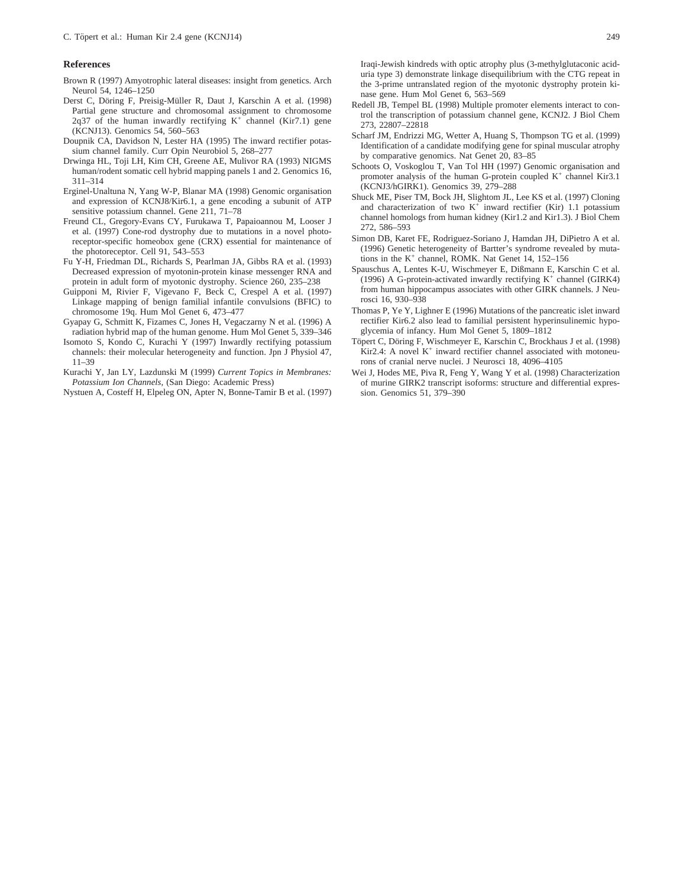## References

Brown R (1997) Amyotrophic lateral diseases: insight from genetics. Arch Neurol 54, 1246–1250

Derst C, Döring F, Preisig-Müller R, Daut J, Karschin A et al. (1998) Partial gene structure and chromosomal assignment to chromosome 2q37 of the human inwardly rectifying $K^+$ channel (Kir7.1) gene (KCNJ13). Genomics 54, 560–563

Doupnik CA, Davidson N, Lester HA (1995) The inward rectifier potassium channel family. Curr Opin Neurobiol 5, 268–277

Drwinga HL, Toji LH, Kim CH, Greene AE, Mulivor RA (1993) NIGMS human/rodent somatic cell hybrid mapping panels 1 and 2. Genomics 16, 311–314

Erginel-Unaltuna N, Yang W-P, Blanar MA (1998) Genomic organisation and expression of KCNJ8/Kir6.1, a gene encoding a subunit of ATP sensitive potassium channel. Gene 211, 71–78

Freund CL, Gregory-Evans CY, Furukawa T, Papaioannou M, Looser J et al. (1997) Cone-rod dystrophy due to mutations in a novel photoreceptor-specific homeobox gene (CRX) essential for maintenance of the photoreceptor. Cell 91, 543–553

Fu Y-H, Friedman DL, Richards S, Pearlman JA, Gibbs RA et al. (1993) Decreased expression of myotonin-protein kinase messenger RNA and protein in adult form of myotonic dystrophy. Science 260, 235–238

Guipponi M, Rivier F, Vigevano F, Beck C, Crespel A et al. (1997) Linkage mapping of benign familial infantile convulsions (BFIC) to chromosome 19q. Hum Mol Genet 6, 473–477

Gyapay G, Schmitt K, Fizames C, Jones H, Vegaczarny N et al. (1996) A radiation hybrid map of the human genome. Hum Mol Genet 5, 339–346

Isomoto S, Kondo C, Kurachi Y (1997) Inwardly rectifying potassium channels: their molecular heterogeneity and function. Jpn J Physiol 47, 11–39

Kurachi Y, Jan LY, Lazdunski M (1999) *Current Topics in Membranes: Potassium Ion Channels*, (San Diego: Academic Press)

Nystuen A, Costeff H, Elpeleg ON, Apter N, Bonne-Tamir B et al. (1997) Iraqi-Jewish kindreds with optic atrophy plus (3-methylglutaconic aciduria type 3) demonstrate linkage disequilibrium with the CTG repeat in the 3-prime untranslated region of the myotonic dystrophy protein kinase gene. Hum Mol Genet 6, 563–569

Redell JB, Tempel BL (1998) Multiple promoter elements interact to control the transcription of potassium channel gene, KCNJ2. J Biol Chem 273, 22807–22818

Scharf JM, Endrizzi MG, Wetter A, Huang S, Thompson TG et al. (1999) Identification of a candidate modifying gene for spinal muscular atrophy by comparative genomics. Nat Genet 20, 83–85

Schoots O, Voskoglou T, Van Tol HH (1997) Genomic organisation and promoter analysis of the human G-protein coupled $K^+$ channel Kir3.1 (KCNJ3/hGIRK1). Genomics 39, 279–288

Shuck ME, Piser TM, Bock JH, Slightom JL, Lee KS et al. (1997) Cloning and characterization of two $K^+$ inward rectifier (Kir) 1.1 potassium channel homologs from human kidney (Kir1.2 and Kir1.3). J Biol Chem 272, 586–593

Simon DB, Karet FE, Rodriguez-Soriano J, Hamdan JH, DiPietro A et al. (1996) Genetic heterogeneity of Bartter's syndrome revealed by mutations in the $K^+$ channel, ROMK. Nat Genet 14, 152–156

Spauschus A, Lentes K-U, Wischmeyer E, Dißmann E, Karschin C et al. (1996) A G-protein-activated inwardly rectifying $K^+$ channel (GIRK4) from human hippocampus associates with other GIRK channels. J Neurosci 16, 930–938

Thomas P, Ye Y, Lighner E (1996) Mutations of the pancreatic islet inward rectifier Kir6.2 also lead to familial persistent hyperinsulinemic hypoglycemia of infancy. Hum Mol Genet 5, 1809–1812

Töpert C, Döring F, Wischmeyer E, Karschin C, Brockhaus J et al. (1998) Kir2.4: A novel $K^+$ inward rectifier channel associated with motoneurons of cranial nerve nuclei. J Neurosci 18, 4096–4105

Wei J, Hodes ME, Piva R, Feng Y, Wang Y et al. (1998) Characterization of murine GIRK2 transcript isoforms: structure and differential expression. Genomics 51, 379–390